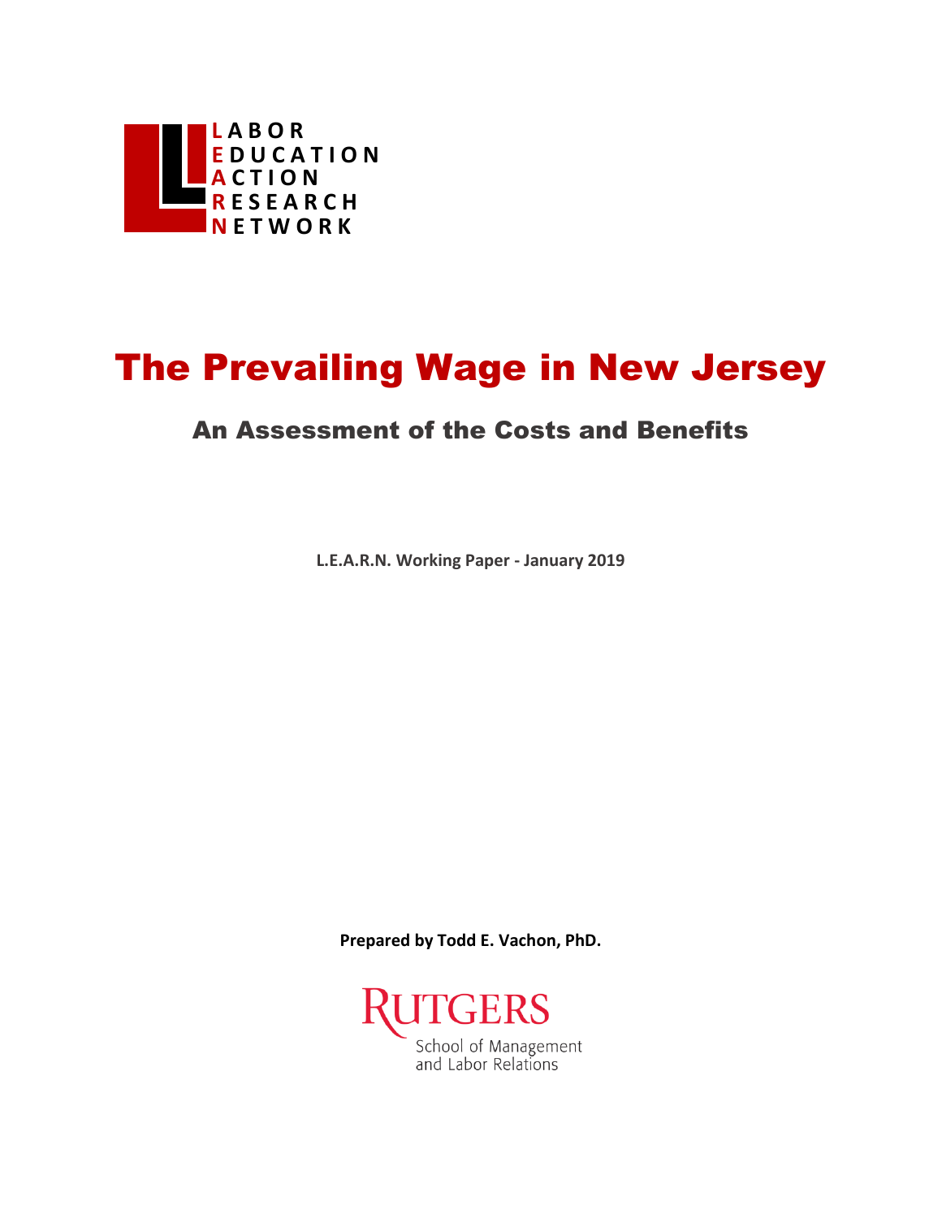**L**ABOR
**E**DUCATION
**A**CTION
**R**ESEARCH
**N**ETWORK

# The Prevailing Wage in New Jersey

## An Assessment of the Costs and Benefits

**L.E.A.R.N. Working Paper - January 2019**

**Prepared by Todd E. Vachon, PhD.**

RUTGERS
School of Management
and Labor Relations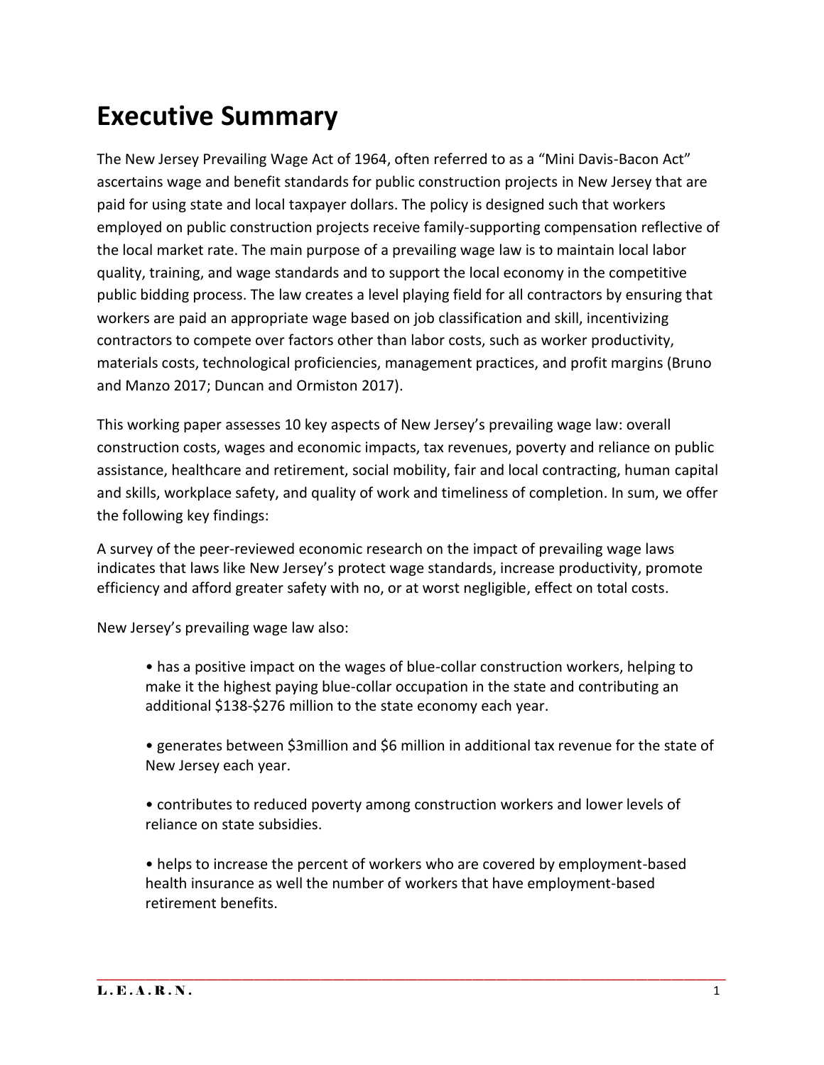# Executive Summary

The New Jersey Prevailing Wage Act of 1964, often referred to as a "Mini Davis-Bacon Act" ascertains wage and benefit standards for public construction projects in New Jersey that are paid for using state and local taxpayer dollars. The policy is designed such that workers employed on public construction projects receive family-supporting compensation reflective of the local market rate. The main purpose of a prevailing wage law is to maintain local labor quality, training, and wage standards and to support the local economy in the competitive public bidding process. The law creates a level playing field for all contractors by ensuring that workers are paid an appropriate wage based on job classification and skill, incentivizing contractors to compete over factors other than labor costs, such as worker productivity, materials costs, technological proficiencies, management practices, and profit margins (Bruno and Manzo 2017; Duncan and Ormiston 2017).

This working paper assesses 10 key aspects of New Jersey's prevailing wage law: overall construction costs, wages and economic impacts, tax revenues, poverty and reliance on public assistance, healthcare and retirement, social mobility, fair and local contracting, human capital and skills, workplace safety, and quality of work and timeliness of completion. In sum, we offer the following key findings:

A survey of the peer-reviewed economic research on the impact of prevailing wage laws indicates that laws like New Jersey's protect wage standards, increase productivity, promote efficiency and afford greater safety with no, or at worst negligible, effect on total costs.

New Jersey's prevailing wage law also:

- has a positive impact on the wages of blue-collar construction workers, helping to make it the highest paying blue-collar occupation in the state and contributing an additional $138-$276 million to the state economy each year.
- generates between $3million and $6 million in additional tax revenue for the state of New Jersey each year.
- contributes to reduced poverty among construction workers and lower levels of reliance on state subsidies.
- helps to increase the percent of workers who are covered by employment-based health insurance as well the number of workers that have employment-based retirement benefits.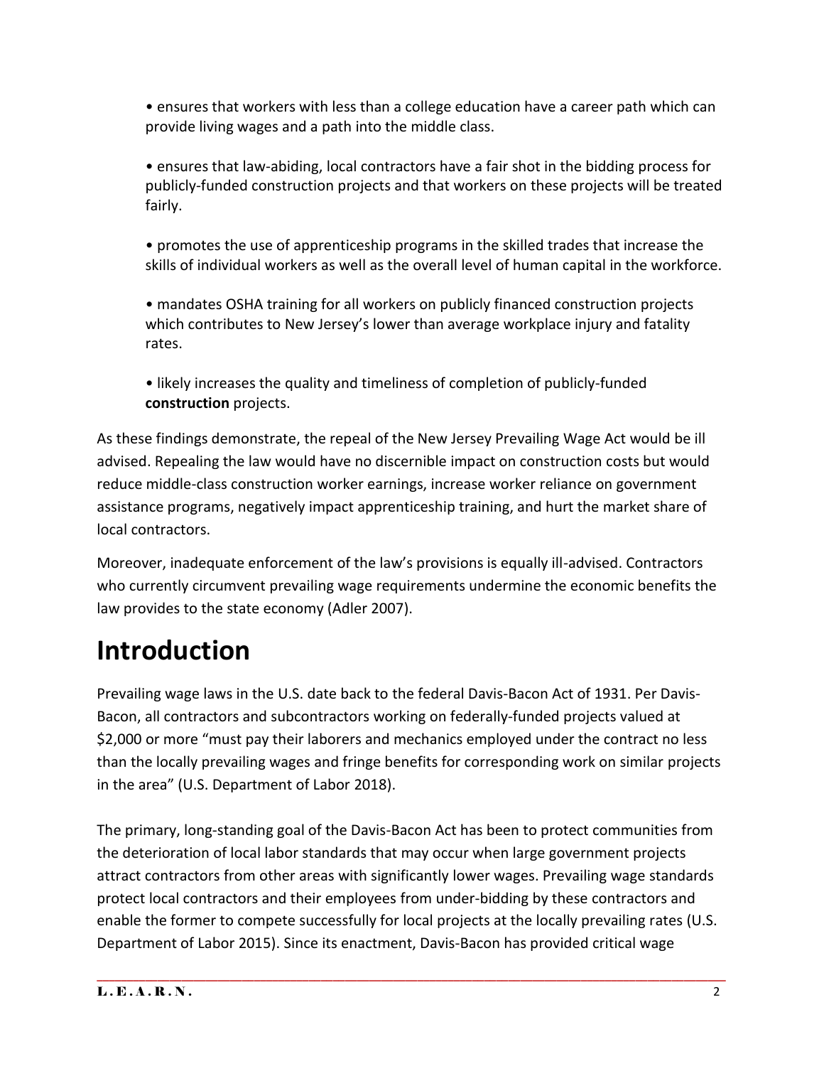- ensures that workers with less than a college education have a career path which can provide living wages and a path into the middle class.

- ensures that law-abiding, local contractors have a fair shot in the bidding process for publicly-funded construction projects and that workers on these projects will be treated fairly.

- promotes the use of apprenticeship programs in the skilled trades that increase the skills of individual workers as well as the overall level of human capital in the workforce.

- mandates OSHA training for all workers on publicly financed construction projects which contributes to New Jersey's lower than average workplace injury and fatality rates.

- likely increases the quality and timeliness of completion of publicly-funded **construction** projects.

As these findings demonstrate, the repeal of the New Jersey Prevailing Wage Act would be ill advised. Repealing the law would have no discernible impact on construction costs but would reduce middle-class construction worker earnings, increase worker reliance on government assistance programs, negatively impact apprenticeship training, and hurt the market share of local contractors.

Moreover, inadequate enforcement of the law's provisions is equally ill-advised. Contractors who currently circumvent prevailing wage requirements undermine the economic benefits the law provides to the state economy (Adler 2007).

# Introduction

Prevailing wage laws in the U.S. date back to the federal Davis-Bacon Act of 1931. Per Davis-Bacon, all contractors and subcontractors working on federally-funded projects valued at $2,000 or more "must pay their laborers and mechanics employed under the contract no less than the locally prevailing wages and fringe benefits for corresponding work on similar projects in the area" (U.S. Department of Labor 2018).

The primary, long-standing goal of the Davis-Bacon Act has been to protect communities from the deterioration of local labor standards that may occur when large government projects attract contractors from other areas with significantly lower wages. Prevailing wage standards protect local contractors and their employees from under-bidding by these contractors and enable the former to compete successfully for local projects at the locally prevailing rates (U.S. Department of Labor 2015). Since its enactment, Davis-Bacon has provided critical wage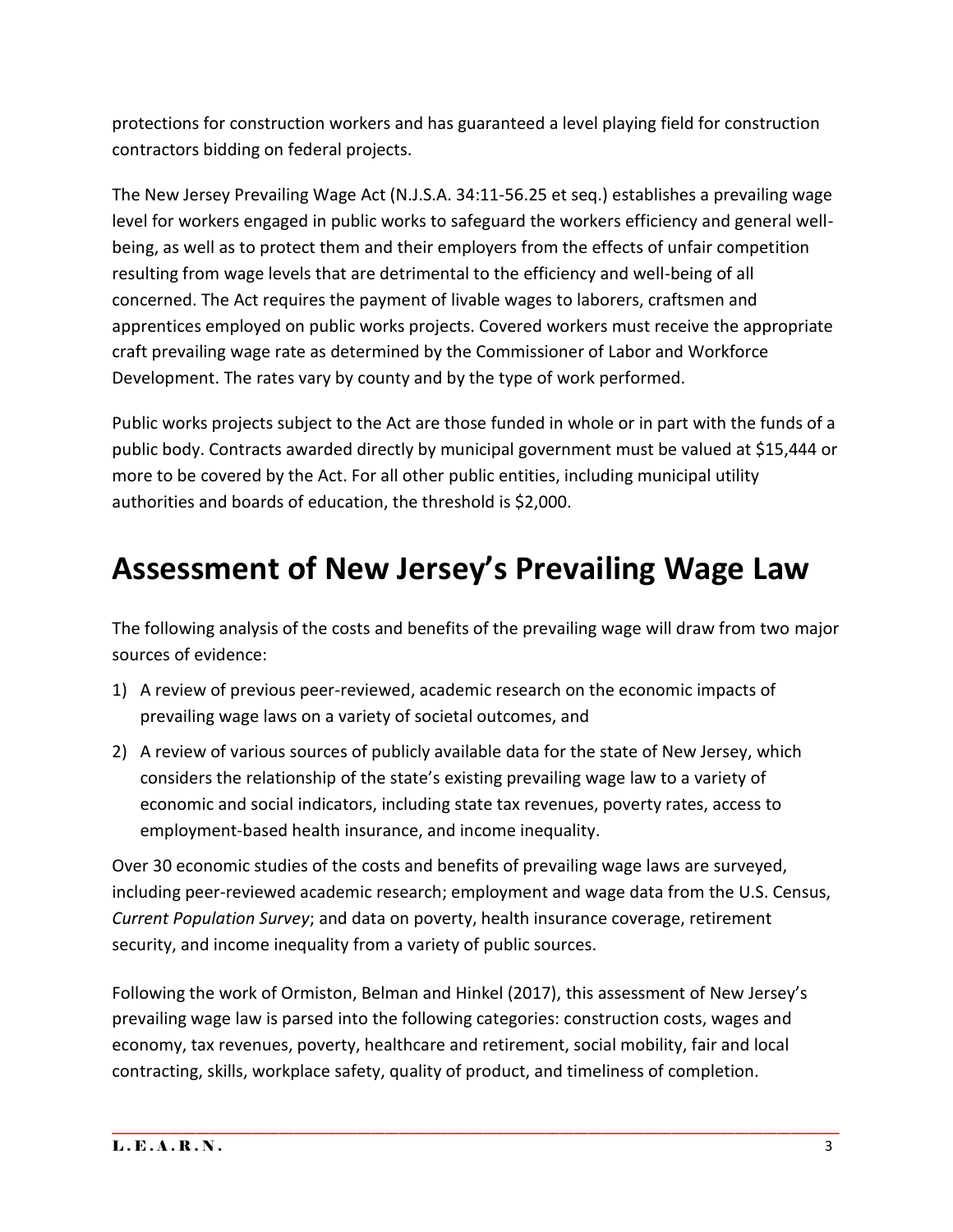protections for construction workers and has guaranteed a level playing field for construction contractors bidding on federal projects.

The New Jersey Prevailing Wage Act (N.J.S.A. 34:11-56.25 et seq.) establishes a prevailing wage level for workers engaged in public works to safeguard the workers efficiency and general well-being, as well as to protect them and their employers from the effects of unfair competition resulting from wage levels that are detrimental to the efficiency and well-being of all concerned. The Act requires the payment of livable wages to laborers, craftsmen and apprentices employed on public works projects. Covered workers must receive the appropriate craft prevailing wage rate as determined by the Commissioner of Labor and Workforce Development. The rates vary by county and by the type of work performed.

Public works projects subject to the Act are those funded in whole or in part with the funds of a public body. Contracts awarded directly by municipal government must be valued at $15,444 or more to be covered by the Act. For all other public entities, including municipal utility authorities and boards of education, the threshold is $2,000.

# Assessment of New Jersey's Prevailing Wage Law

The following analysis of the costs and benefits of the prevailing wage will draw from two major sources of evidence:

1) A review of previous peer-reviewed, academic research on the economic impacts of prevailing wage laws on a variety of societal outcomes, and
2) A review of various sources of publicly available data for the state of New Jersey, which considers the relationship of the state's existing prevailing wage law to a variety of economic and social indicators, including state tax revenues, poverty rates, access to employment-based health insurance, and income inequality.

Over 30 economic studies of the costs and benefits of prevailing wage laws are surveyed, including peer-reviewed academic research; employment and wage data from the U.S. Census, *Current Population Survey*; and data on poverty, health insurance coverage, retirement security, and income inequality from a variety of public sources.

Following the work of Ormiston, Belman and Hinkel (2017), this assessment of New Jersey's prevailing wage law is parsed into the following categories: construction costs, wages and economy, tax revenues, poverty, healthcare and retirement, social mobility, fair and local contracting, skills, workplace safety, quality of product, and timeliness of completion.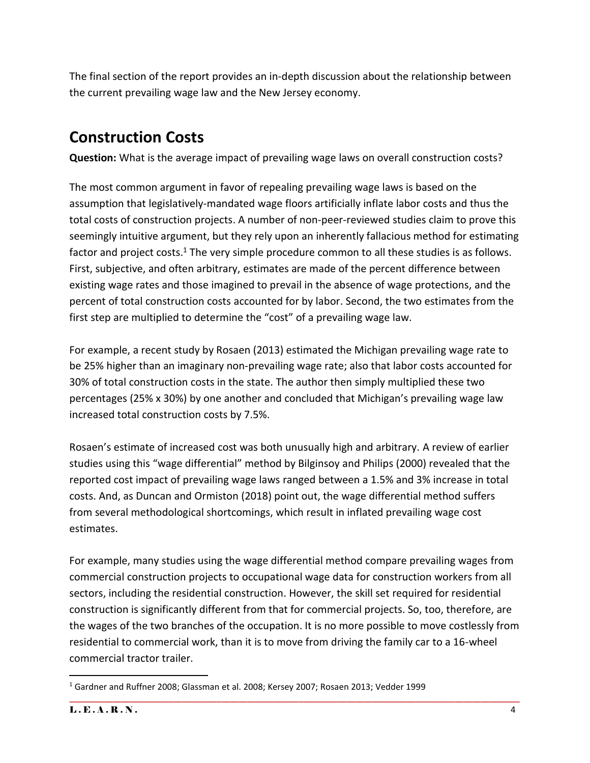The final section of the report provides an in-depth discussion about the relationship between the current prevailing wage law and the New Jersey economy.

## Construction Costs

**Question:** What is the average impact of prevailing wage laws on overall construction costs?

The most common argument in favor of repealing prevailing wage laws is based on the assumption that legislatively-mandated wage floors artificially inflate labor costs and thus the total costs of construction projects. A number of non-peer-reviewed studies claim to prove this seemingly intuitive argument, but they rely upon an inherently fallacious method for estimating factor and project costs.[1] The very simple procedure common to all these studies is as follows. First, subjective, and often arbitrary, estimates are made of the percent difference between existing wage rates and those imagined to prevail in the absence of wage protections, and the percent of total construction costs accounted for by labor. Second, the two estimates from the first step are multiplied to determine the "cost" of a prevailing wage law.

For example, a recent study by Rosaen (2013) estimated the Michigan prevailing wage rate to be 25% higher than an imaginary non-prevailing wage rate; also that labor costs accounted for 30% of total construction costs in the state. The author then simply multiplied these two percentages (25% x 30%) by one another and concluded that Michigan's prevailing wage law increased total construction costs by 7.5%.

Rosaen's estimate of increased cost was both unusually high and arbitrary. A review of earlier studies using this "wage differential" method by Bilginsoy and Philips (2000) revealed that the reported cost impact of prevailing wage laws ranged between a 1.5% and 3% increase in total costs. And, as Duncan and Ormiston (2018) point out, the wage differential method suffers from several methodological shortcomings, which result in inflated prevailing wage cost estimates.

For example, many studies using the wage differential method compare prevailing wages from commercial construction projects to occupational wage data for construction workers from all sectors, including the residential construction. However, the skill set required for residential construction is significantly different from that for commercial projects. So, too, therefore, are the wages of the two branches of the occupation. It is no more possible to move costlessly from residential to commercial work, than it is to move from driving the family car to a 16-wheel commercial tractor trailer.

[1] Gardner and Ruffner 2008; Glassman et al. 2008; Kersey 2007; Rosaen 2013; Vedder 1999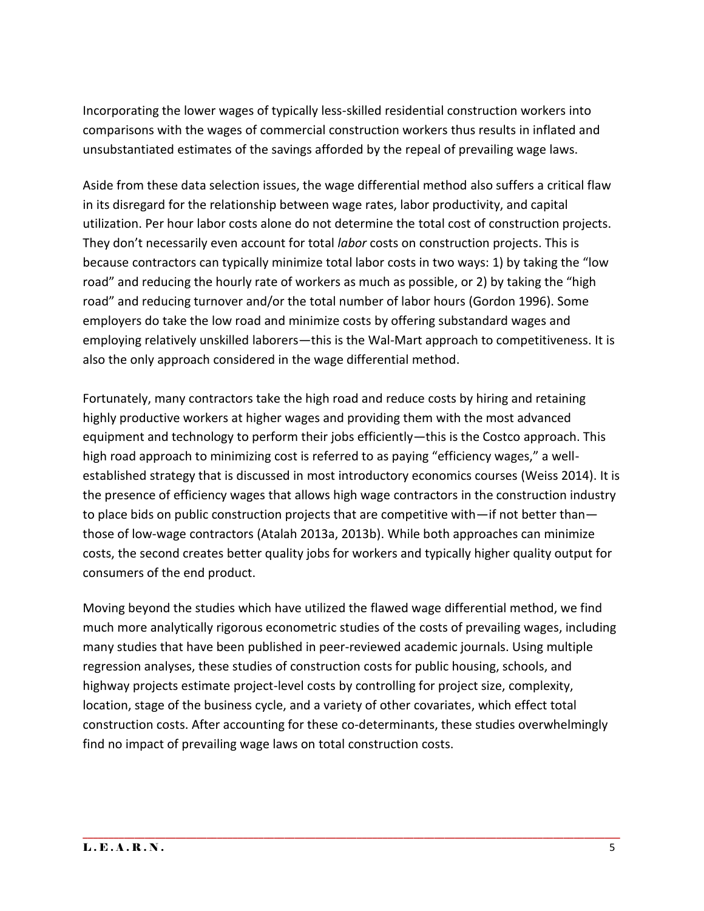Incorporating the lower wages of typically less-skilled residential construction workers into comparisons with the wages of commercial construction workers thus results in inflated and unsubstantiated estimates of the savings afforded by the repeal of prevailing wage laws.

Aside from these data selection issues, the wage differential method also suffers a critical flaw in its disregard for the relationship between wage rates, labor productivity, and capital utilization. Per hour labor costs alone do not determine the total cost of construction projects. They don't necessarily even account for total *labor* costs on construction projects. This is because contractors can typically minimize total labor costs in two ways: 1) by taking the "low road" and reducing the hourly rate of workers as much as possible, or 2) by taking the "high road" and reducing turnover and/or the total number of labor hours (Gordon 1996). Some employers do take the low road and minimize costs by offering substandard wages and employing relatively unskilled laborers—this is the Wal-Mart approach to competitiveness. It is also the only approach considered in the wage differential method.

Fortunately, many contractors take the high road and reduce costs by hiring and retaining highly productive workers at higher wages and providing them with the most advanced equipment and technology to perform their jobs efficiently—this is the Costco approach. This high road approach to minimizing cost is referred to as paying "efficiency wages," a well-established strategy that is discussed in most introductory economics courses (Weiss 2014). It is the presence of efficiency wages that allows high wage contractors in the construction industry to place bids on public construction projects that are competitive with—if not better than—those of low-wage contractors (Atalah 2013a, 2013b). While both approaches can minimize costs, the second creates better quality jobs for workers and typically higher quality output for consumers of the end product.

Moving beyond the studies which have utilized the flawed wage differential method, we find much more analytically rigorous econometric studies of the costs of prevailing wages, including many studies that have been published in peer-reviewed academic journals. Using multiple regression analyses, these studies of construction costs for public housing, schools, and highway projects estimate project-level costs by controlling for project size, complexity, location, stage of the business cycle, and a variety of other covariates, which effect total construction costs. After accounting for these co-determinants, these studies overwhelmingly find no impact of prevailing wage laws on total construction costs.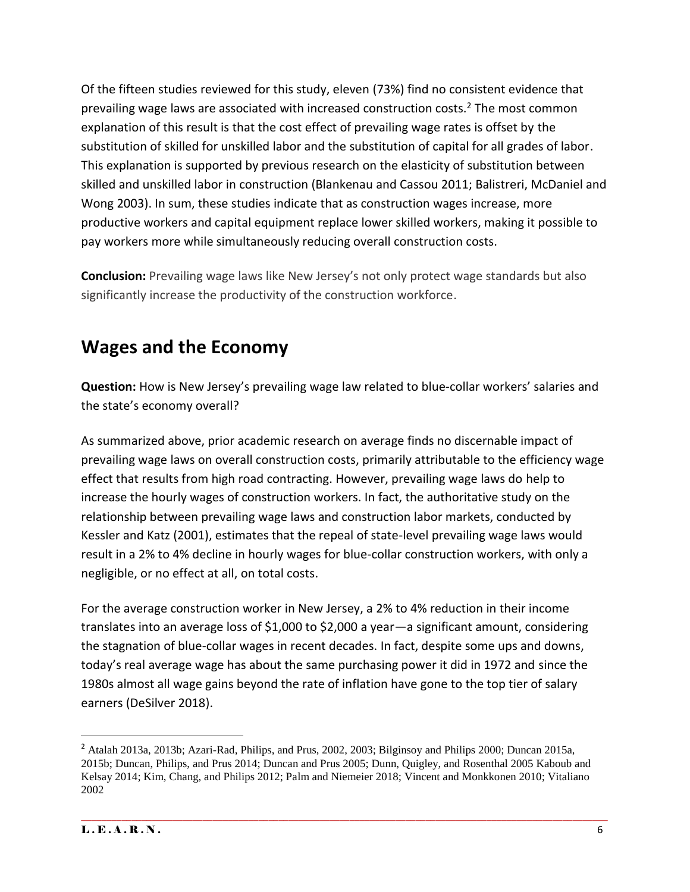Of the fifteen studies reviewed for this study, eleven (73%) find no consistent evidence that prevailing wage laws are associated with increased construction costs.[2] The most common explanation of this result is that the cost effect of prevailing wage rates is offset by the substitution of skilled for unskilled labor and the substitution of capital for all grades of labor. This explanation is supported by previous research on the elasticity of substitution between skilled and unskilled labor in construction (Blankenau and Cassou 2011; Balistreri, McDaniel and Wong 2003). In sum, these studies indicate that as construction wages increase, more productive workers and capital equipment replace lower skilled workers, making it possible to pay workers more while simultaneously reducing overall construction costs.

**Conclusion:** Prevailing wage laws like New Jersey's not only protect wage standards but also significantly increase the productivity of the construction workforce.

## Wages and the Economy

**Question:** How is New Jersey's prevailing wage law related to blue-collar workers' salaries and the state's economy overall?

As summarized above, prior academic research on average finds no discernable impact of prevailing wage laws on overall construction costs, primarily attributable to the efficiency wage effect that results from high road contracting. However, prevailing wage laws do help to increase the hourly wages of construction workers. In fact, the authoritative study on the relationship between prevailing wage laws and construction labor markets, conducted by Kessler and Katz (2001), estimates that the repeal of state-level prevailing wage laws would result in a 2% to 4% decline in hourly wages for blue-collar construction workers, with only a negligible, or no effect at all, on total costs.

For the average construction worker in New Jersey, a 2% to 4% reduction in their income translates into an average loss of $1,000 to $2,000 a year—a significant amount, considering the stagnation of blue-collar wages in recent decades. In fact, despite some ups and downs, today's real average wage has about the same purchasing power it did in 1972 and since the 1980s almost all wage gains beyond the rate of inflation have gone to the top tier of salary earners (DeSilver 2018).

[2] Atalah 2013a, 2013b; Azari-Rad, Philips, and Prus, 2002, 2003; Bilginsoy and Philips 2000; Duncan 2015a, 2015b; Duncan, Philips, and Prus 2014; Duncan and Prus 2005; Dunn, Quigley, and Rosenthal 2005 Kaboub and Kelsay 2014; Kim, Chang, and Philips 2012; Palm and Niemeier 2018; Vincent and Monkkonen 2010; Vitaliano 2002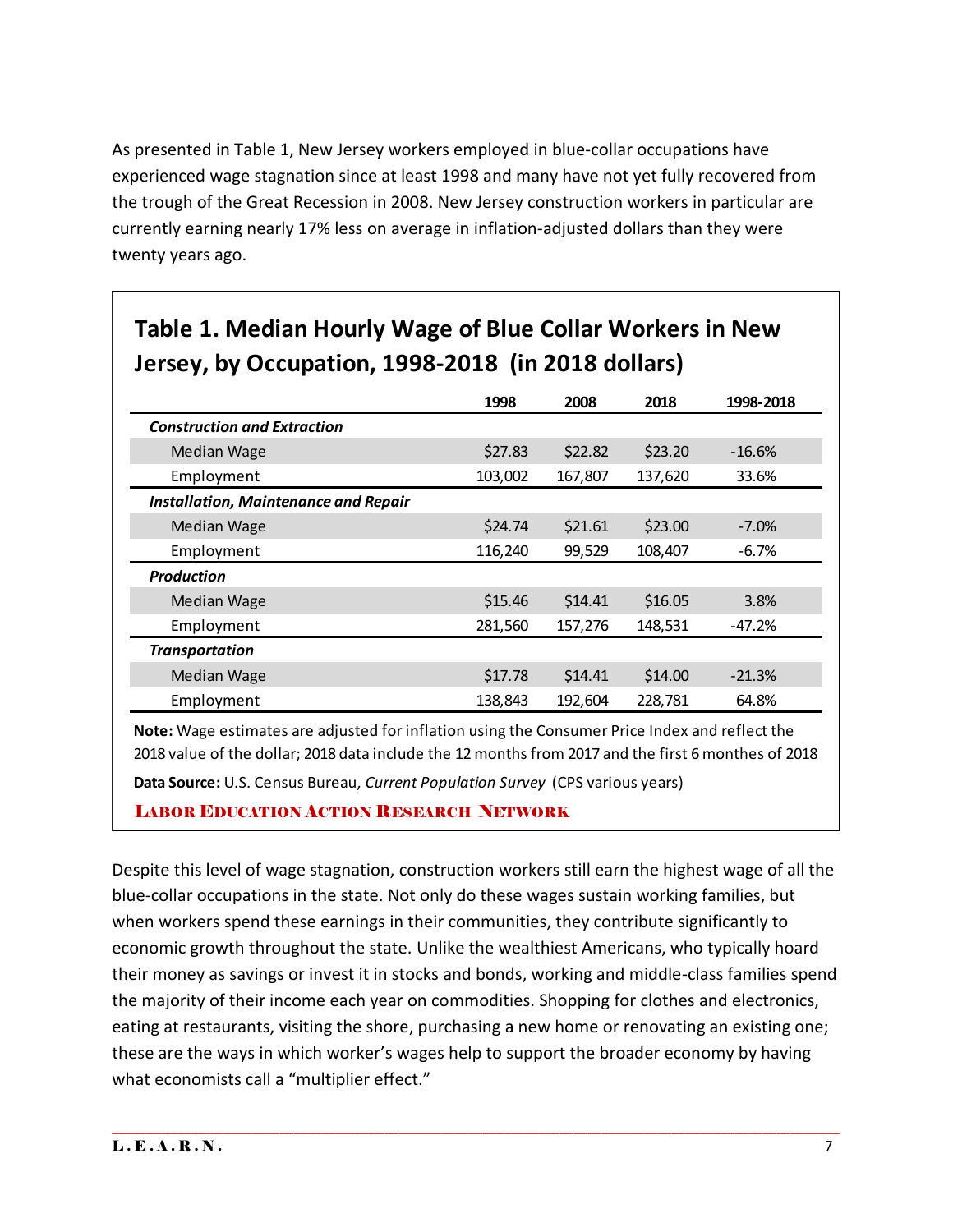As presented in Table 1, New Jersey workers employed in blue-collar occupations have experienced wage stagnation since at least 1998 and many have not yet fully recovered from the trough of the Great Recession in 2008. New Jersey construction workers in particular are currently earning nearly 17% less on average in inflation-adjusted dollars than they were twenty years ago.

**Table 1. Median Hourly Wage of Blue Collar Workers in New Jersey, by Occupation, 1998-2018 (in 2018 dollars)**

| | 1998 | 2008 | 2018 | 1998-2018 |
|---|---|---|---|---|
| ***Construction and Extraction*** | | | | |
| Median Wage | $27.83 | $22.82 | $23.20 | -16.6% |
| Employment | 103,002 | 167,807 | 137,620 | 33.6% |
| ***Installation, Maintenance and Repair*** | | | | |
| Median Wage | $24.74 | $21.61 | $23.00 | -7.0% |
| Employment | 116,240 | 99,529 | 108,407 | -6.7% |
| ***Production*** | | | | |
| Median Wage | $15.46 | $14.41 | $16.05 | 3.8% |
| Employment | 281,560 | 157,276 | 148,531 | -47.2% |
| ***Transportation*** | | | | |
| Median Wage | $17.78 | $14.41 | $14.00 | -21.3% |
| Employment | 138,843 | 192,604 | 228,781 | 64.8% |

**Note:** Wage estimates are adjusted for inflation using the Consumer Price Index and reflect the 2018 value of the dollar; 2018 data include the 12 months from 2017 and the first 6 monthes of 2018

**Data Source:** U.S. Census Bureau, *Current Population Survey* (CPS various years)

LABOR EDUCATION ACTION RESEARCH NETWORK

Despite this level of wage stagnation, construction workers still earn the highest wage of all the blue-collar occupations in the state. Not only do these wages sustain working families, but when workers spend these earnings in their communities, they contribute significantly to economic growth throughout the state. Unlike the wealthiest Americans, who typically hoard their money as savings or invest it in stocks and bonds, working and middle-class families spend the majority of their income each year on commodities. Shopping for clothes and electronics, eating at restaurants, visiting the shore, purchasing a new home or renovating an existing one; these are the ways in which worker's wages help to support the broader economy by having what economists call a "multiplier effect."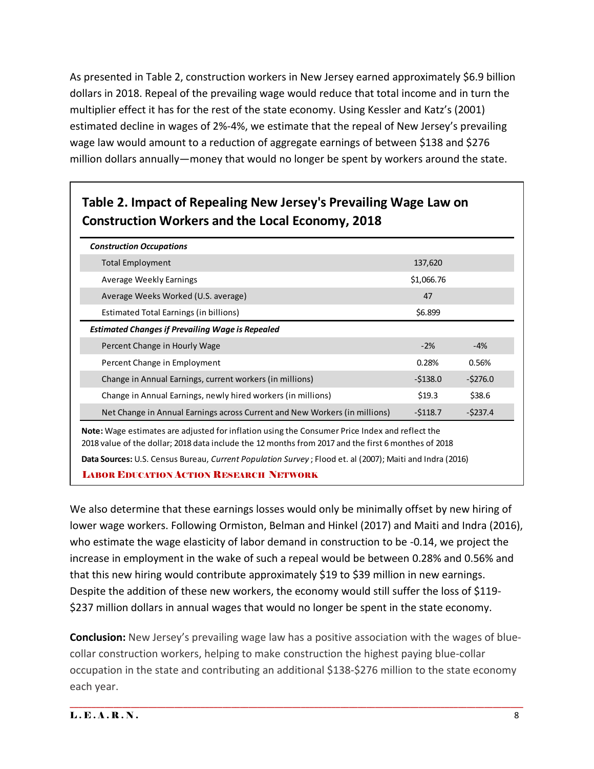As presented in Table 2, construction workers in New Jersey earned approximately $6.9 billion dollars in 2018. Repeal of the prevailing wage would reduce that total income and in turn the multiplier effect it has for the rest of the state economy. Using Kessler and Katz's (2001) estimated decline in wages of 2%-4%, we estimate that the repeal of New Jersey's prevailing wage law would amount to a reduction of aggregate earnings of between $138 and $276 million dollars annually—money that would no longer be spent by workers around the state.

## Table 2. Impact of Repealing New Jersey's Prevailing Wage Law on Construction Workers and the Local Economy, 2018

| ***Construction Occupations*** | | |
|---|---|---|
| Total Employment | 137,620 | |
| Average Weekly Earnings | $1,066.76 | |
| Average Weeks Worked (U.S. average) | 47 | |
| Estimated Total Earnings (in billions) | $6.899 | |
| ***Estimated Changes if Prevailing Wage is Repealed*** | | |
| Percent Change in Hourly Wage | -2% | -4% |
| Percent Change in Employment | 0.28% | 0.56% |
| Change in Annual Earnings, current workers (in millions) | -$138.0 | -$276.0 |
| Change in Annual Earnings, newly hired workers (in millions) | $19.3 | $38.6 |
| Net Change in Annual Earnings across Current and New Workers (in millions) | -$118.7 | -$237.4 |

**Note:** Wage estimates are adjusted for inflation using the Consumer Price Index and reflect the 2018 value of the dollar; 2018 data include the 12 months from 2017 and the first 6 monthes of 2018

**Data Sources:** U.S. Census Bureau, *Current Population Survey*; Flood et. al (2007); Maiti and Indra (2016)

LABOR EDUCATION ACTION RESEARCH NETWORK

We also determine that these earnings losses would only be minimally offset by new hiring of lower wage workers. Following Ormiston, Belman and Hinkel (2017) and Maiti and Indra (2016), who estimate the wage elasticity of labor demand in construction to be -0.14, we project the increase in employment in the wake of such a repeal would be between 0.28% and 0.56% and that this new hiring would contribute approximately $19 to $39 million in new earnings. Despite the addition of these new workers, the economy would still suffer the loss of $119-$237 million dollars in annual wages that would no longer be spent in the state economy.

**Conclusion:** New Jersey's prevailing wage law has a positive association with the wages of blue-collar construction workers, helping to make construction the highest paying blue-collar occupation in the state and contributing an additional $138-$276 million to the state economy each year.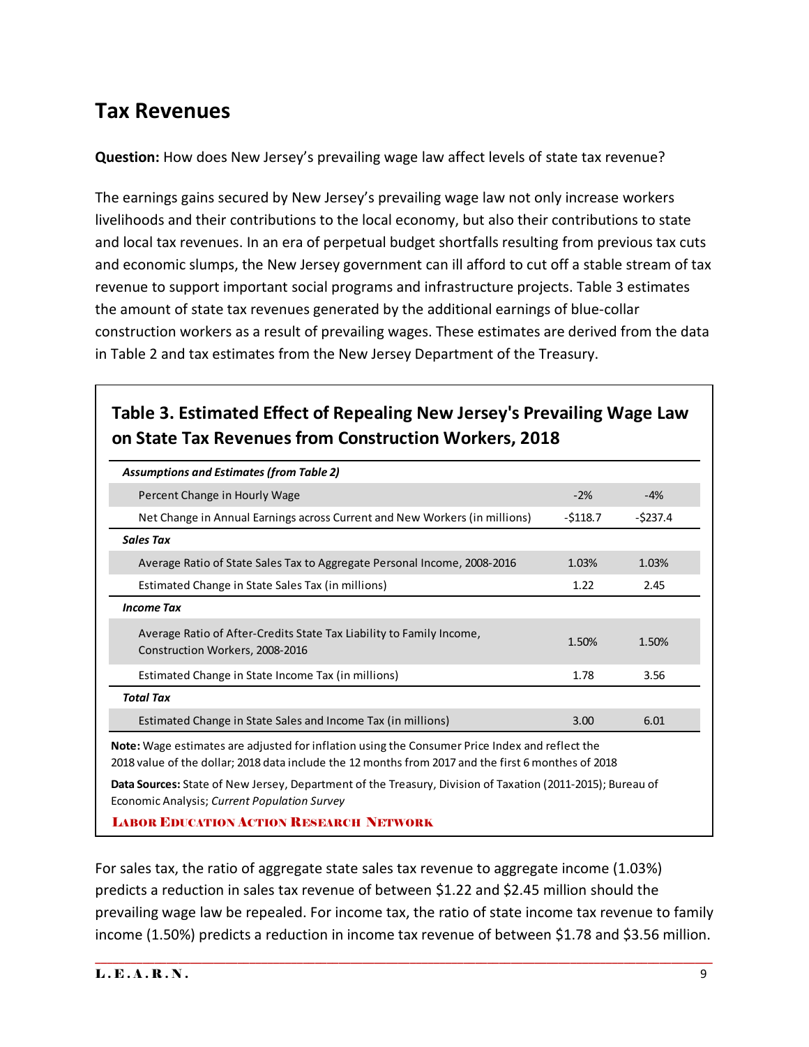## Tax Revenues

**Question:** How does New Jersey's prevailing wage law affect levels of state tax revenue?

The earnings gains secured by New Jersey's prevailing wage law not only increase workers livelihoods and their contributions to the local economy, but also their contributions to state and local tax revenues. In an era of perpetual budget shortfalls resulting from previous tax cuts and economic slumps, the New Jersey government can ill afford to cut off a stable stream of tax revenue to support important social programs and infrastructure projects. Table 3 estimates the amount of state tax revenues generated by the additional earnings of blue-collar construction workers as a result of prevailing wages. These estimates are derived from the data in Table 2 and tax estimates from the New Jersey Department of the Treasury.

### Table 3. Estimated Effect of Repealing New Jersey's Prevailing Wage Law on State Tax Revenues from Construction Workers, 2018

| | | |
|---|---|---|
| ***Assumptions and Estimates (from Table 2)*** | | |
| Percent Change in Hourly Wage | -2% | -4% |
| Net Change in Annual Earnings across Current and New Workers (in millions) | -$118.7 | -$237.4 |
| ***Sales Tax*** | | |
| Average Ratio of State Sales Tax to Aggregate Personal Income, 2008-2016 | 1.03% | 1.03% |
| Estimated Change in State Sales Tax (in millions) | 1.22 | 2.45 |
| ***Income Tax*** | | |
| Average Ratio of After-Credits State Tax Liability to Family Income, Construction Workers, 2008-2016 | 1.50% | 1.50% |
| Estimated Change in State Income Tax (in millions) | 1.78 | 3.56 |
| ***Total Tax*** | | |
| Estimated Change in State Sales and Income Tax (in millions) | 3.00 | 6.01 |

**Note:** Wage estimates are adjusted for inflation using the Consumer Price Index and reflect the 2018 value of the dollar; 2018 data include the 12 months from 2017 and the first 6 monthes of 2018

**Data Sources:** State of New Jersey, Department of the Treasury, Division of Taxation (2011-2015); Bureau of Economic Analysis; *Current Population Survey*

LABOR EDUCATION ACTION RESEARCH NETWORK

For sales tax, the ratio of aggregate state sales tax revenue to aggregate income (1.03%) predicts a reduction in sales tax revenue of between $1.22 and $2.45 million should the prevailing wage law be repealed. For income tax, the ratio of state income tax revenue to family income (1.50%) predicts a reduction in income tax revenue of between $1.78 and $3.56 million.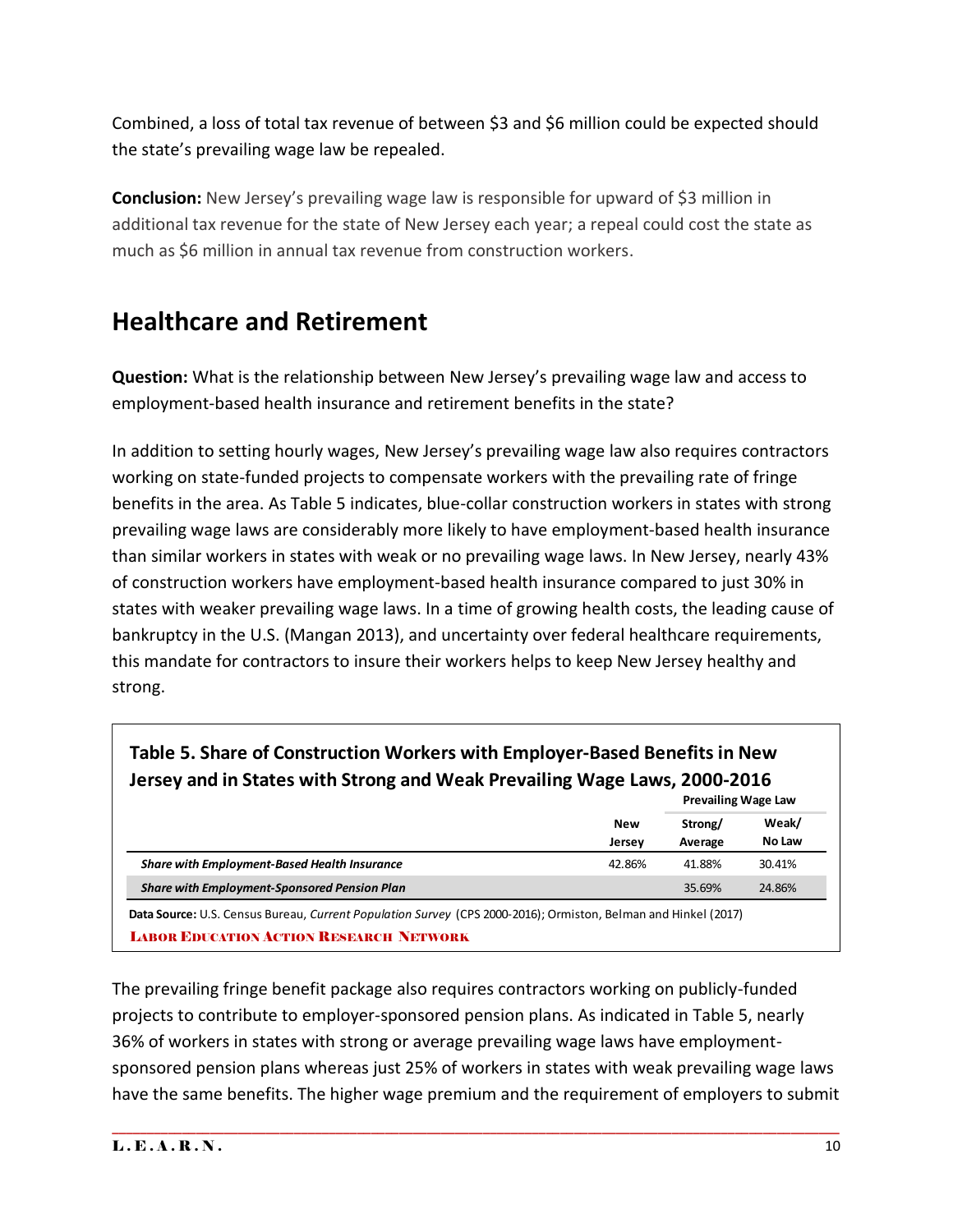Combined, a loss of total tax revenue of between $3 and $6 million could be expected should the state's prevailing wage law be repealed.

**Conclusion:** New Jersey's prevailing wage law is responsible for upward of $3 million in additional tax revenue for the state of New Jersey each year; a repeal could cost the state as much as $6 million in annual tax revenue from construction workers.

## Healthcare and Retirement

**Question:** What is the relationship between New Jersey's prevailing wage law and access to employment-based health insurance and retirement benefits in the state?

In addition to setting hourly wages, New Jersey's prevailing wage law also requires contractors working on state-funded projects to compensate workers with the prevailing rate of fringe benefits in the area. As Table 5 indicates, blue-collar construction workers in states with strong prevailing wage laws are considerably more likely to have employment-based health insurance than similar workers in states with weak or no prevailing wage laws. In New Jersey, nearly 43% of construction workers have employment-based health insurance compared to just 30% in states with weaker prevailing wage laws. In a time of growing health costs, the leading cause of bankruptcy in the U.S. (Mangan 2013), and uncertainty over federal healthcare requirements, this mandate for contractors to insure their workers helps to keep New Jersey healthy and strong.

**Table 5. Share of Construction Workers with Employer-Based Benefits in New Jersey and in States with Strong and Weak Prevailing Wage Laws, 2000-2016**

| | | Prevailing Wage Law | |
|---|---|---|---|
| | New Jersey | Strong/ Average | Weak/ No Law |
| ***Share with Employment-Based Health Insurance*** | 42.86% | 41.88% | 30.41% |
| ***Share with Employment-Sponsored Pension Plan*** | | 35.69% | 24.86% |

**Data Source:** U.S. Census Bureau, *Current Population Survey* (CPS 2000-2016); Ormiston, Belman and Hinkel (2017)

LABOR EDUCATION ACTION RESEARCH NETWORK

The prevailing fringe benefit package also requires contractors working on publicly-funded projects to contribute to employer-sponsored pension plans. As indicated in Table 5, nearly 36% of workers in states with strong or average prevailing wage laws have employment-sponsored pension plans whereas just 25% of workers in states with weak prevailing wage laws have the same benefits. The higher wage premium and the requirement of employers to submit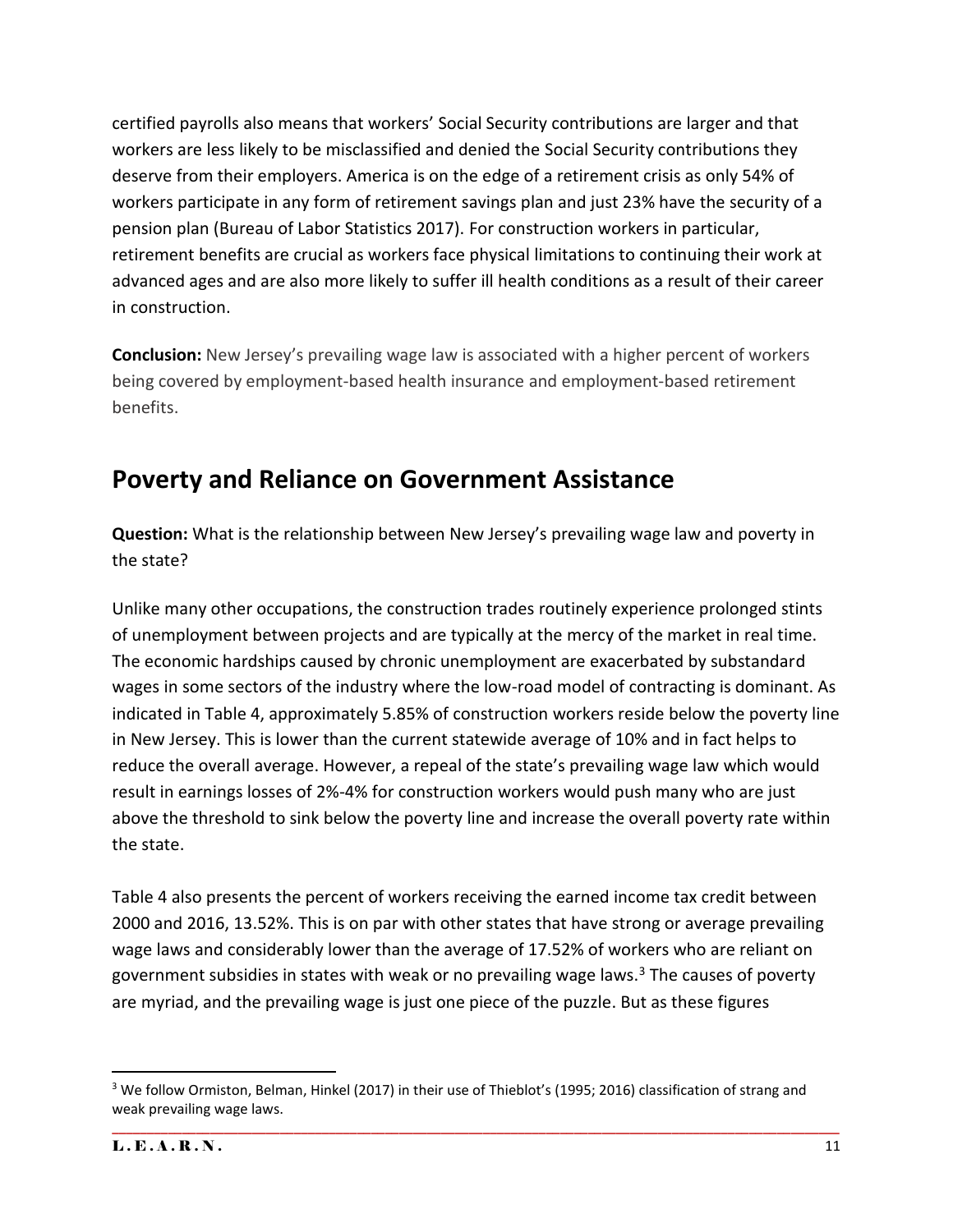certified payrolls also means that workers' Social Security contributions are larger and that workers are less likely to be misclassified and denied the Social Security contributions they deserve from their employers. America is on the edge of a retirement crisis as only 54% of workers participate in any form of retirement savings plan and just 23% have the security of a pension plan (Bureau of Labor Statistics 2017). For construction workers in particular, retirement benefits are crucial as workers face physical limitations to continuing their work at advanced ages and are also more likely to suffer ill health conditions as a result of their career in construction.

**Conclusion:** New Jersey's prevailing wage law is associated with a higher percent of workers being covered by employment-based health insurance and employment-based retirement benefits.

## Poverty and Reliance on Government Assistance

**Question:** What is the relationship between New Jersey's prevailing wage law and poverty in the state?

Unlike many other occupations, the construction trades routinely experience prolonged stints of unemployment between projects and are typically at the mercy of the market in real time. The economic hardships caused by chronic unemployment are exacerbated by substandard wages in some sectors of the industry where the low-road model of contracting is dominant. As indicated in Table 4, approximately 5.85% of construction workers reside below the poverty line in New Jersey. This is lower than the current statewide average of 10% and in fact helps to reduce the overall average. However, a repeal of the state's prevailing wage law which would result in earnings losses of 2%-4% for construction workers would push many who are just above the threshold to sink below the poverty line and increase the overall poverty rate within the state.

Table 4 also presents the percent of workers receiving the earned income tax credit between 2000 and 2016, 13.52%. This is on par with other states that have strong or average prevailing wage laws and considerably lower than the average of 17.52% of workers who are reliant on government subsidies in states with weak or no prevailing wage laws.[3] The causes of poverty are myriad, and the prevailing wage is just one piece of the puzzle. But as these figures

[3] We follow Ormiston, Belman, Hinkel (2017) in their use of Thieblot's (1995; 2016) classification of strang and weak prevailing wage laws.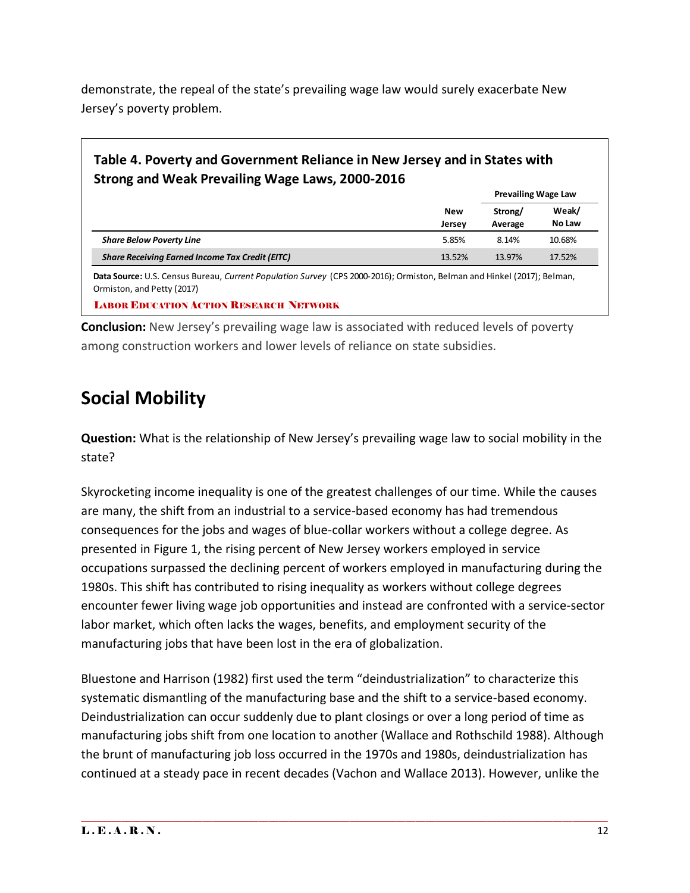demonstrate, the repeal of the state's prevailing wage law would surely exacerbate New Jersey's poverty problem.

**Table 4. Poverty and Government Reliance in New Jersey and in States with Strong and Weak Prevailing Wage Laws, 2000-2016**

| | New Jersey | Prevailing Wage Law | |
|---|---|---|---|
| | | Strong/ Average | Weak/ No Law |
| ***Share Below Poverty Line*** | 5.85% | 8.14% | 10.68% |
| ***Share Receiving Earned Income Tax Credit (EITC)*** | 13.52% | 13.97% | 17.52% |

**Data Source:** U.S. Census Bureau, *Current Population Survey* (CPS 2000-2016); Ormiston, Belman and Hinkel (2017); Belman, Ormiston, and Petty (2017)

LABOR EDUCATION ACTION RESEARCH NETWORK

**Conclusion:** New Jersey's prevailing wage law is associated with reduced levels of poverty among construction workers and lower levels of reliance on state subsidies.

## Social Mobility

**Question:** What is the relationship of New Jersey's prevailing wage law to social mobility in the state?

Skyrocketing income inequality is one of the greatest challenges of our time. While the causes are many, the shift from an industrial to a service-based economy has had tremendous consequences for the jobs and wages of blue-collar workers without a college degree. As presented in Figure 1, the rising percent of New Jersey workers employed in service occupations surpassed the declining percent of workers employed in manufacturing during the 1980s. This shift has contributed to rising inequality as workers without college degrees encounter fewer living wage job opportunities and instead are confronted with a service-sector labor market, which often lacks the wages, benefits, and employment security of the manufacturing jobs that have been lost in the era of globalization.

Bluestone and Harrison (1982) first used the term "deindustrialization" to characterize this systematic dismantling of the manufacturing base and the shift to a service-based economy. Deindustrialization can occur suddenly due to plant closings or over a long period of time as manufacturing jobs shift from one location to another (Wallace and Rothschild 1988). Although the brunt of manufacturing job loss occurred in the 1970s and 1980s, deindustrialization has continued at a steady pace in recent decades (Vachon and Wallace 2013). However, unlike the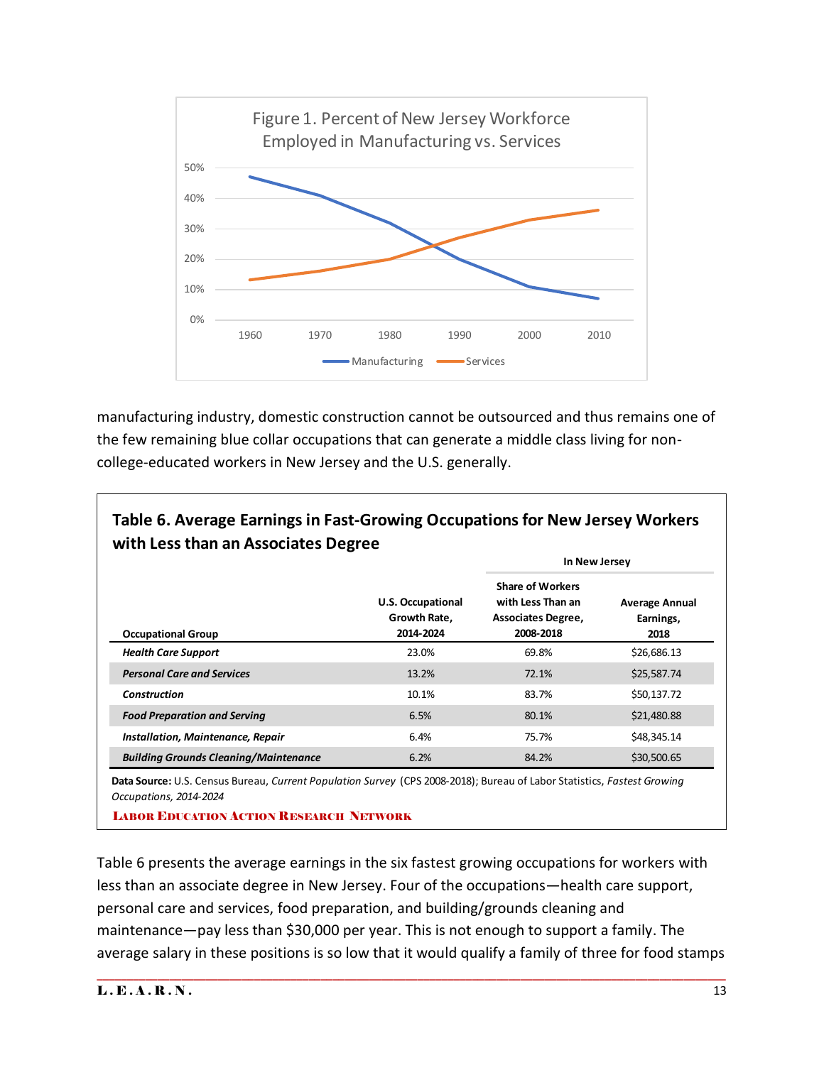Figure 1. Percent of New Jersey Workforce Employed in Manufacturing vs. Services

manufacturing industry, domestic construction cannot be outsourced and thus remains one of the few remaining blue collar occupations that can generate a middle class living for non-college-educated workers in New Jersey and the U.S. generally.

**Table 6. Average Earnings in Fast-Growing Occupations for New Jersey Workers with Less than an Associates Degree**

| | | In New Jersey | |
|---|---|---|---|
| Occupational Group | U.S. Occupational Growth Rate, 2014-2024 | Share of Workers with Less Than an Associates Degree, 2008-2018 | Average Annual Earnings, 2018 |
| ***Health Care Support*** | 23.0% | 69.8% | $26,686.13 |
| ***Personal Care and Services*** | 13.2% | 72.1% | $25,587.74 |
| ***Construction*** | 10.1% | 83.7% | $50,137.72 |
| ***Food Preparation and Serving*** | 6.5% | 80.1% | $21,480.88 |
| ***Installation, Maintenance, Repair*** | 6.4% | 75.7% | $48,345.14 |
| ***Building Grounds Cleaning/Maintenance*** | 6.2% | 84.2% | $30,500.65 |

**Data Source:** U.S. Census Bureau, *Current Population Survey* (CPS 2008-2018); Bureau of Labor Statistics, *Fastest Growing Occupations, 2014-2024*

LABOR EDUCATION ACTION RESEARCH NETWORK

Table 6 presents the average earnings in the six fastest growing occupations for workers with less than an associate degree in New Jersey. Four of the occupations—health care support, personal care and services, food preparation, and building/grounds cleaning and maintenance—pay less than $30,000 per year. This is not enough to support a family. The average salary in these positions is so low that it would qualify a family of three for food stamps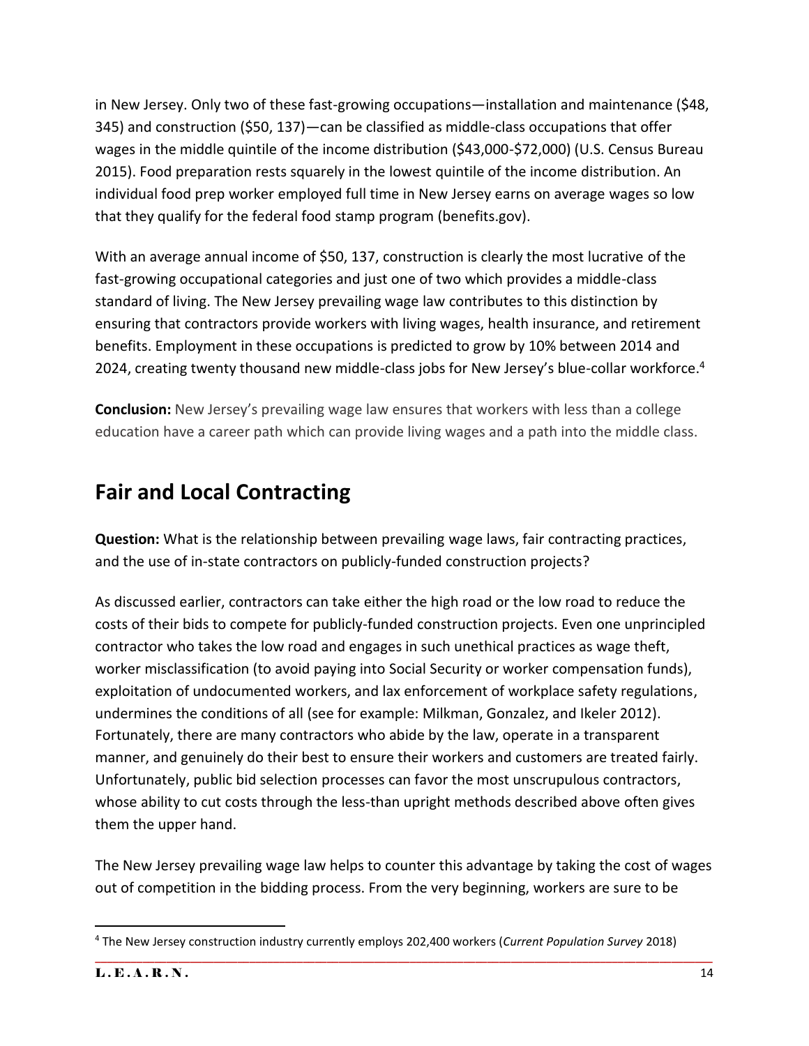in New Jersey. Only two of these fast-growing occupations—installation and maintenance ($48, 345) and construction ($50, 137)—can be classified as middle-class occupations that offer wages in the middle quintile of the income distribution ($43,000-$72,000) (U.S. Census Bureau 2015). Food preparation rests squarely in the lowest quintile of the income distribution. An individual food prep worker employed full time in New Jersey earns on average wages so low that they qualify for the federal food stamp program (benefits.gov).

With an average annual income of $50, 137, construction is clearly the most lucrative of the fast-growing occupational categories and just one of two which provides a middle-class standard of living. The New Jersey prevailing wage law contributes to this distinction by ensuring that contractors provide workers with living wages, health insurance, and retirement benefits. Employment in these occupations is predicted to grow by 10% between 2014 and 2024, creating twenty thousand new middle-class jobs for New Jersey's blue-collar workforce.[4]

**Conclusion:** New Jersey's prevailing wage law ensures that workers with less than a college education have a career path which can provide living wages and a path into the middle class.

## Fair and Local Contracting

**Question:** What is the relationship between prevailing wage laws, fair contracting practices, and the use of in-state contractors on publicly-funded construction projects?

As discussed earlier, contractors can take either the high road or the low road to reduce the costs of their bids to compete for publicly-funded construction projects. Even one unprincipled contractor who takes the low road and engages in such unethical practices as wage theft, worker misclassification (to avoid paying into Social Security or worker compensation funds), exploitation of undocumented workers, and lax enforcement of workplace safety regulations, undermines the conditions of all (see for example: Milkman, Gonzalez, and Ikeler 2012). Fortunately, there are many contractors who abide by the law, operate in a transparent manner, and genuinely do their best to ensure their workers and customers are treated fairly. Unfortunately, public bid selection processes can favor the most unscrupulous contractors, whose ability to cut costs through the less-than upright methods described above often gives them the upper hand.

The New Jersey prevailing wage law helps to counter this advantage by taking the cost of wages out of competition in the bidding process. From the very beginning, workers are sure to be

[4] The New Jersey construction industry currently employs 202,400 workers (*Current Population Survey* 2018)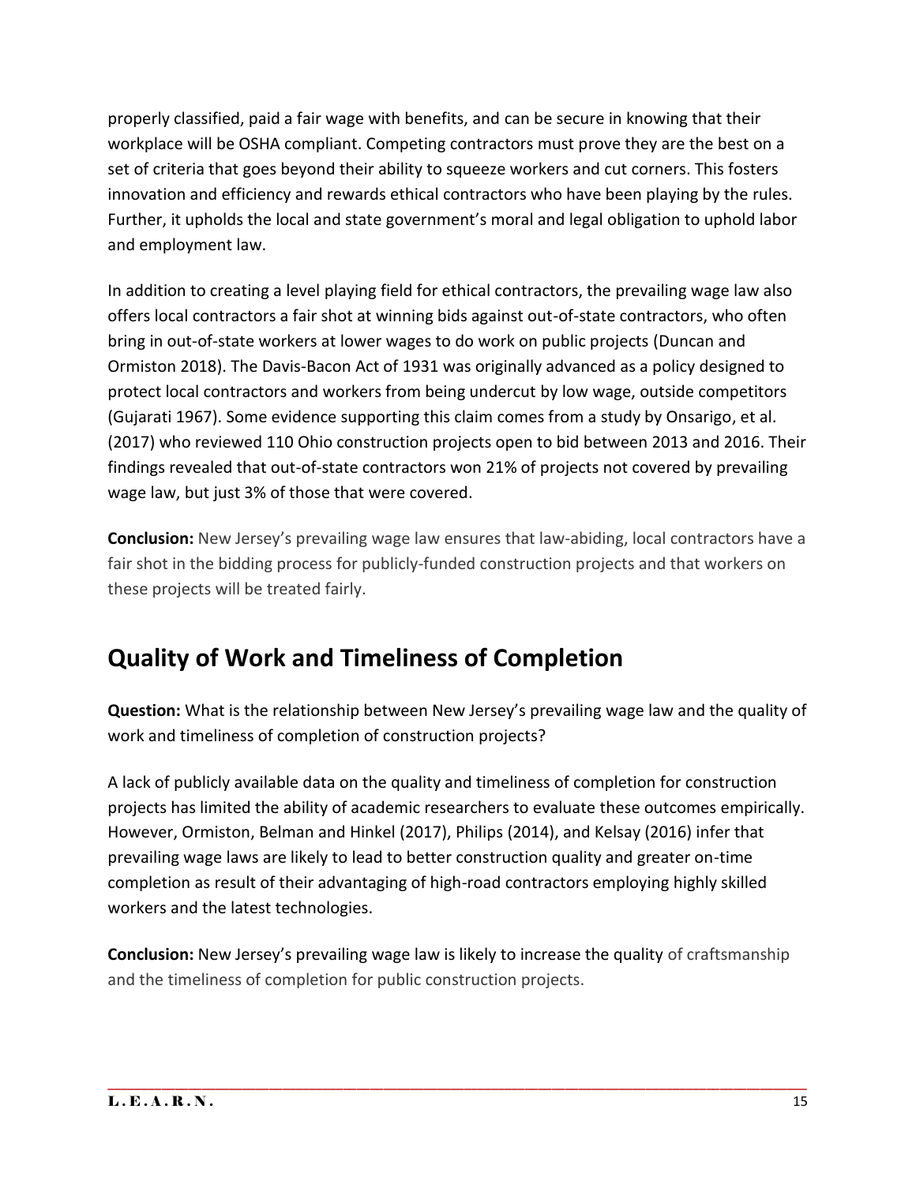properly classified, paid a fair wage with benefits, and can be secure in knowing that their workplace will be OSHA compliant. Competing contractors must prove they are the best on a set of criteria that goes beyond their ability to squeeze workers and cut corners. This fosters innovation and efficiency and rewards ethical contractors who have been playing by the rules. Further, it upholds the local and state government's moral and legal obligation to uphold labor and employment law.

In addition to creating a level playing field for ethical contractors, the prevailing wage law also offers local contractors a fair shot at winning bids against out-of-state contractors, who often bring in out-of-state workers at lower wages to do work on public projects (Duncan and Ormiston 2018). The Davis-Bacon Act of 1931 was originally advanced as a policy designed to protect local contractors and workers from being undercut by low wage, outside competitors (Gujarati 1967). Some evidence supporting this claim comes from a study by Onsarigo, et al. (2017) who reviewed 110 Ohio construction projects open to bid between 2013 and 2016. Their findings revealed that out-of-state contractors won 21% of projects not covered by prevailing wage law, but just 3% of those that were covered.

**Conclusion:** New Jersey's prevailing wage law ensures that law-abiding, local contractors have a fair shot in the bidding process for publicly-funded construction projects and that workers on these projects will be treated fairly.

## Quality of Work and Timeliness of Completion

**Question:** What is the relationship between New Jersey's prevailing wage law and the quality of work and timeliness of completion of construction projects?

A lack of publicly available data on the quality and timeliness of completion for construction projects has limited the ability of academic researchers to evaluate these outcomes empirically. However, Ormiston, Belman and Hinkel (2017), Philips (2014), and Kelsay (2016) infer that prevailing wage laws are likely to lead to better construction quality and greater on-time completion as result of their advantaging of high-road contractors employing highly skilled workers and the latest technologies.

**Conclusion:** New Jersey's prevailing wage law is likely to increase the quality of craftsmanship and the timeliness of completion for public construction projects.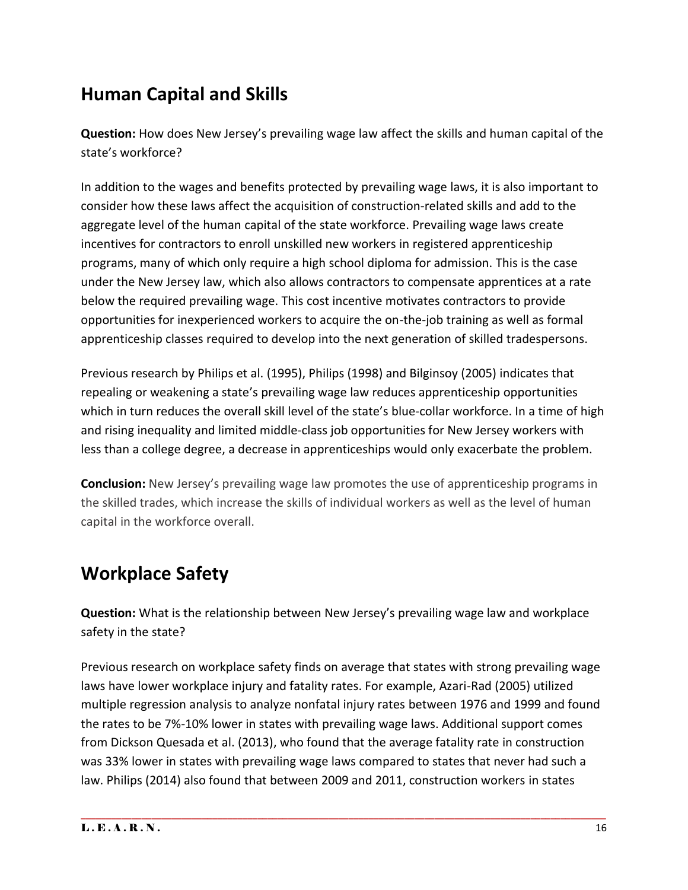## Human Capital and Skills

**Question:** How does New Jersey's prevailing wage law affect the skills and human capital of the state's workforce?

In addition to the wages and benefits protected by prevailing wage laws, it is also important to consider how these laws affect the acquisition of construction-related skills and add to the aggregate level of the human capital of the state workforce. Prevailing wage laws create incentives for contractors to enroll unskilled new workers in registered apprenticeship programs, many of which only require a high school diploma for admission. This is the case under the New Jersey law, which also allows contractors to compensate apprentices at a rate below the required prevailing wage. This cost incentive motivates contractors to provide opportunities for inexperienced workers to acquire the on-the-job training as well as formal apprenticeship classes required to develop into the next generation of skilled tradespersons.

Previous research by Philips et al. (1995), Philips (1998) and Bilginsoy (2005) indicates that repealing or weakening a state's prevailing wage law reduces apprenticeship opportunities which in turn reduces the overall skill level of the state's blue-collar workforce. In a time of high and rising inequality and limited middle-class job opportunities for New Jersey workers with less than a college degree, a decrease in apprenticeships would only exacerbate the problem.

**Conclusion:** New Jersey's prevailing wage law promotes the use of apprenticeship programs in the skilled trades, which increase the skills of individual workers as well as the level of human capital in the workforce overall.

## Workplace Safety

**Question:** What is the relationship between New Jersey's prevailing wage law and workplace safety in the state?

Previous research on workplace safety finds on average that states with strong prevailing wage laws have lower workplace injury and fatality rates. For example, Azari-Rad (2005) utilized multiple regression analysis to analyze nonfatal injury rates between 1976 and 1999 and found the rates to be 7%-10% lower in states with prevailing wage laws. Additional support comes from Dickson Quesada et al. (2013), who found that the average fatality rate in construction was 33% lower in states with prevailing wage laws compared to states that never had such a law. Philips (2014) also found that between 2009 and 2011, construction workers in states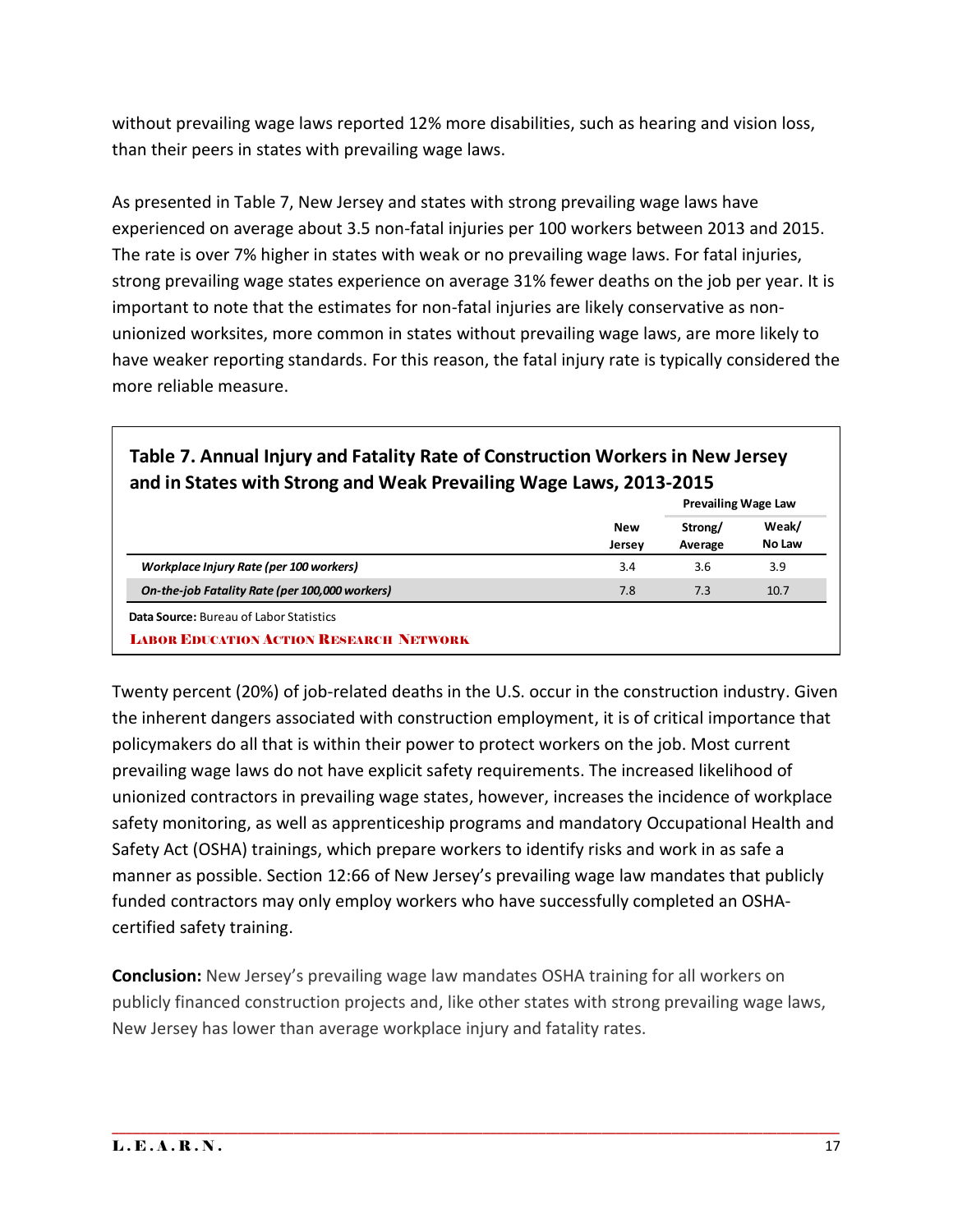without prevailing wage laws reported 12% more disabilities, such as hearing and vision loss, than their peers in states with prevailing wage laws.

As presented in Table 7, New Jersey and states with strong prevailing wage laws have experienced on average about 3.5 non-fatal injuries per 100 workers between 2013 and 2015. The rate is over 7% higher in states with weak or no prevailing wage laws. For fatal injuries, strong prevailing wage states experience on average 31% fewer deaths on the job per year. It is important to note that the estimates for non-fatal injuries are likely conservative as non-unionized worksites, more common in states without prevailing wage laws, are more likely to have weaker reporting standards. For this reason, the fatal injury rate is typically considered the more reliable measure.

**Table 7. Annual Injury and Fatality Rate of Construction Workers in New Jersey and in States with Strong and Weak Prevailing Wage Laws, 2013-2015**

| | | Prevailing Wage Law | |
|---|---|---|---|
| | New Jersey | Strong/ Average | Weak/ No Law |
| *Workplace Injury Rate (per 100 workers)* | 3.4 | 3.6 | 3.9 |
| *On-the-job Fatality Rate (per 100,000 workers)* | 7.8 | 7.3 | 10.7 |

**Data Source:** Bureau of Labor Statistics

LABOR EDUCATION ACTION RESEARCH NETWORK

Twenty percent (20%) of job-related deaths in the U.S. occur in the construction industry. Given the inherent dangers associated with construction employment, it is of critical importance that policymakers do all that is within their power to protect workers on the job. Most current prevailing wage laws do not have explicit safety requirements. The increased likelihood of unionized contractors in prevailing wage states, however, increases the incidence of workplace safety monitoring, as well as apprenticeship programs and mandatory Occupational Health and Safety Act (OSHA) trainings, which prepare workers to identify risks and work in as safe a manner as possible. Section 12:66 of New Jersey's prevailing wage law mandates that publicly funded contractors may only employ workers who have successfully completed an OSHA-certified safety training.

**Conclusion:** New Jersey's prevailing wage law mandates OSHA training for all workers on publicly financed construction projects and, like other states with strong prevailing wage laws, New Jersey has lower than average workplace injury and fatality rates.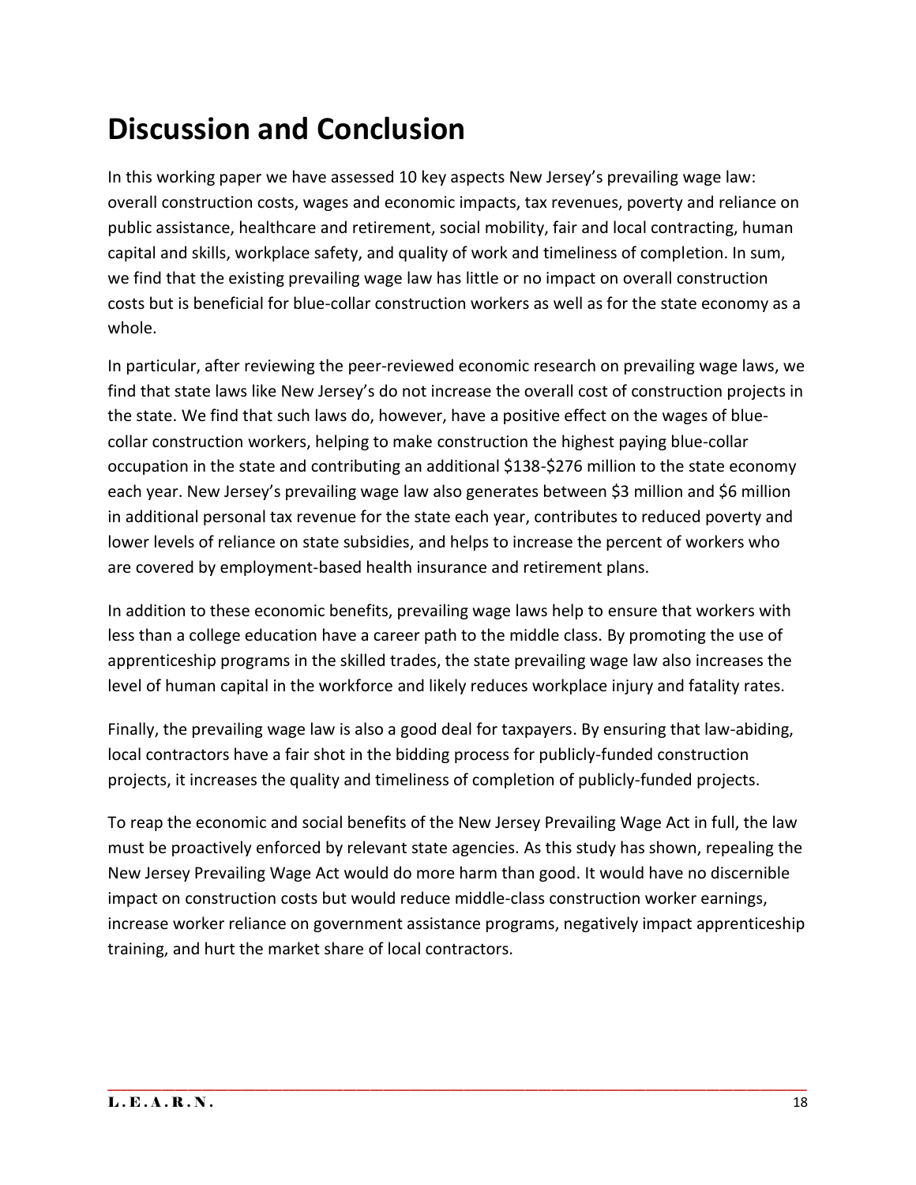# Discussion and Conclusion

In this working paper we have assessed 10 key aspects New Jersey's prevailing wage law: overall construction costs, wages and economic impacts, tax revenues, poverty and reliance on public assistance, healthcare and retirement, social mobility, fair and local contracting, human capital and skills, workplace safety, and quality of work and timeliness of completion. In sum, we find that the existing prevailing wage law has little or no impact on overall construction costs but is beneficial for blue-collar construction workers as well as for the state economy as a whole.

In particular, after reviewing the peer-reviewed economic research on prevailing wage laws, we find that state laws like New Jersey's do not increase the overall cost of construction projects in the state. We find that such laws do, however, have a positive effect on the wages of blue-collar construction workers, helping to make construction the highest paying blue-collar occupation in the state and contributing an additional $138-$276 million to the state economy each year. New Jersey's prevailing wage law also generates between $3 million and $6 million in additional personal tax revenue for the state each year, contributes to reduced poverty and lower levels of reliance on state subsidies, and helps to increase the percent of workers who are covered by employment-based health insurance and retirement plans.

In addition to these economic benefits, prevailing wage laws help to ensure that workers with less than a college education have a career path to the middle class. By promoting the use of apprenticeship programs in the skilled trades, the state prevailing wage law also increases the level of human capital in the workforce and likely reduces workplace injury and fatality rates.

Finally, the prevailing wage law is also a good deal for taxpayers. By ensuring that law-abiding, local contractors have a fair shot in the bidding process for publicly-funded construction projects, it increases the quality and timeliness of completion of publicly-funded projects.

To reap the economic and social benefits of the New Jersey Prevailing Wage Act in full, the law must be proactively enforced by relevant state agencies. As this study has shown, repealing the New Jersey Prevailing Wage Act would do more harm than good. It would have no discernible impact on construction costs but would reduce middle-class construction worker earnings, increase worker reliance on government assistance programs, negatively impact apprenticeship training, and hurt the market share of local contractors.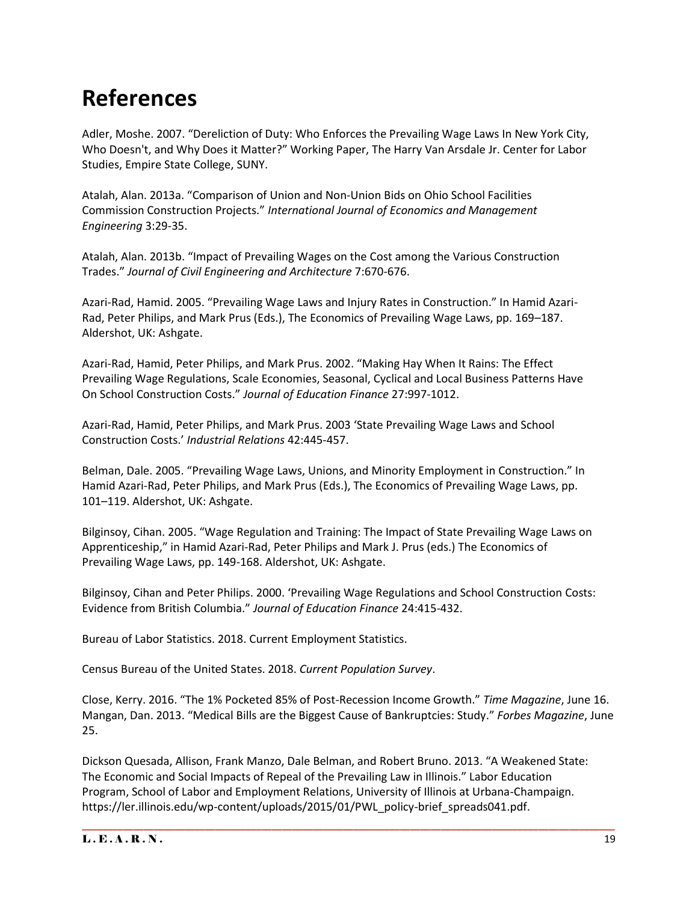# References

Adler, Moshe. 2007. "Dereliction of Duty: Who Enforces the Prevailing Wage Laws In New York City, Who Doesn't, and Why Does it Matter?" Working Paper, The Harry Van Arsdale Jr. Center for Labor Studies, Empire State College, SUNY.

Atalah, Alan. 2013a. "Comparison of Union and Non-Union Bids on Ohio School Facilities Commission Construction Projects." *International Journal of Economics and Management Engineering* 3:29-35.

Atalah, Alan. 2013b. "Impact of Prevailing Wages on the Cost among the Various Construction Trades." *Journal of Civil Engineering and Architecture* 7:670-676.

Azari-Rad, Hamid. 2005. "Prevailing Wage Laws and Injury Rates in Construction." In Hamid Azari-Rad, Peter Philips, and Mark Prus (Eds.), The Economics of Prevailing Wage Laws, pp. 169–187. Aldershot, UK: Ashgate.

Azari-Rad, Hamid, Peter Philips, and Mark Prus. 2002. "Making Hay When It Rains: The Effect Prevailing Wage Regulations, Scale Economies, Seasonal, Cyclical and Local Business Patterns Have On School Construction Costs." *Journal of Education Finance* 27:997-1012.

Azari-Rad, Hamid, Peter Philips, and Mark Prus. 2003 'State Prevailing Wage Laws and School Construction Costs.' *Industrial Relations* 42:445-457.

Belman, Dale. 2005. "Prevailing Wage Laws, Unions, and Minority Employment in Construction." In Hamid Azari-Rad, Peter Philips, and Mark Prus (Eds.), The Economics of Prevailing Wage Laws, pp. 101–119. Aldershot, UK: Ashgate.

Bilginsoy, Cihan. 2005. "Wage Regulation and Training: The Impact of State Prevailing Wage Laws on Apprenticeship," in Hamid Azari-Rad, Peter Philips and Mark J. Prus (eds.) The Economics of Prevailing Wage Laws, pp. 149-168. Aldershot, UK: Ashgate.

Bilginsoy, Cihan and Peter Philips. 2000. 'Prevailing Wage Regulations and School Construction Costs: Evidence from British Columbia." *Journal of Education Finance* 24:415-432.

Bureau of Labor Statistics. 2018. Current Employment Statistics.

Census Bureau of the United States. 2018. *Current Population Survey*.

Close, Kerry. 2016. "The 1% Pocketed 85% of Post-Recession Income Growth." *Time Magazine*, June 16. Mangan, Dan. 2013. "Medical Bills are the Biggest Cause of Bankruptcies: Study." *Forbes Magazine*, June 25.

Dickson Quesada, Allison, Frank Manzo, Dale Belman, and Robert Bruno. 2013. "A Weakened State: The Economic and Social Impacts of Repeal of the Prevailing Law in Illinois." Labor Education Program, School of Labor and Employment Relations, University of Illinois at Urbana-Champaign. https://ler.illinois.edu/wp-content/uploads/2015/01/PWL_policy-brief_spreads041.pdf.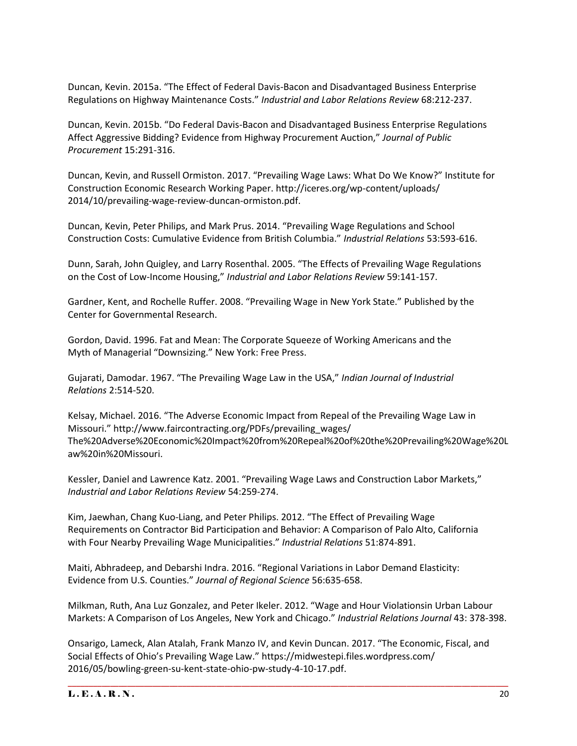Duncan, Kevin. 2015a. "The Effect of Federal Davis-Bacon and Disadvantaged Business Enterprise Regulations on Highway Maintenance Costs." *Industrial and Labor Relations Review* 68:212-237.

Duncan, Kevin. 2015b. "Do Federal Davis-Bacon and Disadvantaged Business Enterprise Regulations Affect Aggressive Bidding? Evidence from Highway Procurement Auction," *Journal of Public Procurement* 15:291-316.

Duncan, Kevin, and Russell Ormiston. 2017. "Prevailing Wage Laws: What Do We Know?" Institute for Construction Economic Research Working Paper. http://iceres.org/wp-content/uploads/2014/10/prevailing-wage-review-duncan-ormiston.pdf.

Duncan, Kevin, Peter Philips, and Mark Prus. 2014. "Prevailing Wage Regulations and School Construction Costs: Cumulative Evidence from British Columbia." *Industrial Relations* 53:593-616.

Dunn, Sarah, John Quigley, and Larry Rosenthal. 2005. "The Effects of Prevailing Wage Regulations on the Cost of Low-Income Housing," *Industrial and Labor Relations Review* 59:141-157.

Gardner, Kent, and Rochelle Ruffer. 2008. "Prevailing Wage in New York State." Published by the Center for Governmental Research.

Gordon, David. 1996. Fat and Mean: The Corporate Squeeze of Working Americans and the Myth of Managerial "Downsizing." New York: Free Press.

Gujarati, Damodar. 1967. "The Prevailing Wage Law in the USA," *Indian Journal of Industrial Relations* 2:514-520.

Kelsay, Michael. 2016. "The Adverse Economic Impact from Repeal of the Prevailing Wage Law in Missouri." http://www.faircontracting.org/PDFs/prevailing_wages/The%20Adverse%20Economic%20Impact%20from%20Repeal%20of%20the%20Prevailing%20Wage%20Law%20in%20Missouri.

Kessler, Daniel and Lawrence Katz. 2001. "Prevailing Wage Laws and Construction Labor Markets," *Industrial and Labor Relations Review* 54:259-274.

Kim, Jaewhan, Chang Kuo-Liang, and Peter Philips. 2012. "The Effect of Prevailing Wage Requirements on Contractor Bid Participation and Behavior: A Comparison of Palo Alto, California with Four Nearby Prevailing Wage Municipalities." *Industrial Relations* 51:874-891.

Maiti, Abhradeep, and Debarshi Indra. 2016. "Regional Variations in Labor Demand Elasticity: Evidence from U.S. Counties." *Journal of Regional Science* 56:635-658.

Milkman, Ruth, Ana Luz Gonzalez, and Peter Ikeler. 2012. "Wage and Hour Violationsin Urban Labour Markets: A Comparison of Los Angeles, New York and Chicago." *Industrial Relations Journal* 43: 378-398.

Onsarigo, Lameck, Alan Atalah, Frank Manzo IV, and Kevin Duncan. 2017. "The Economic, Fiscal, and Social Effects of Ohio's Prevailing Wage Law." https://midwestepi.files.wordpress.com/2016/05/bowling-green-su-kent-state-ohio-pw-study-4-10-17.pdf.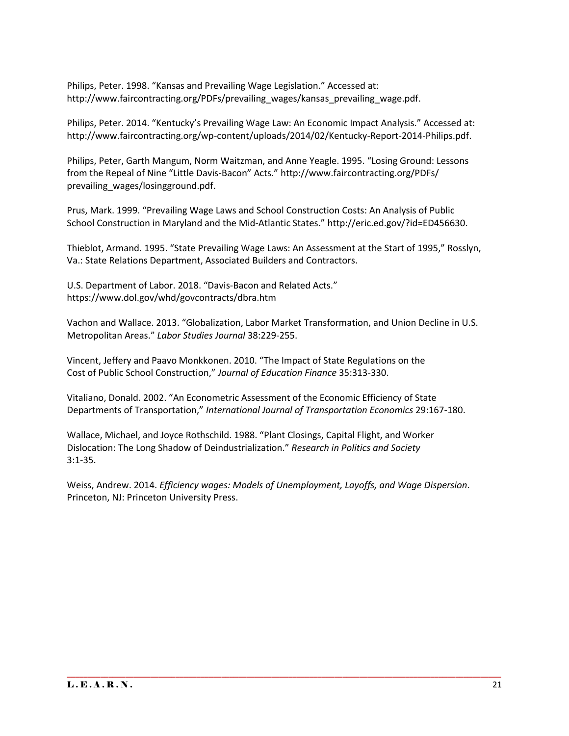Philips, Peter. 1998. "Kansas and Prevailing Wage Legislation." Accessed at: http://www.faircontracting.org/PDFs/prevailing_wages/kansas_prevailing_wage.pdf.

Philips, Peter. 2014. "Kentucky's Prevailing Wage Law: An Economic Impact Analysis." Accessed at: http://www.faircontracting.org/wp-content/uploads/2014/02/Kentucky-Report-2014-Philips.pdf.

Philips, Peter, Garth Mangum, Norm Waitzman, and Anne Yeagle. 1995. "Losing Ground: Lessons from the Repeal of Nine "Little Davis-Bacon" Acts." http://www.faircontracting.org/PDFs/prevailing_wages/losingground.pdf.

Prus, Mark. 1999. "Prevailing Wage Laws and School Construction Costs: An Analysis of Public School Construction in Maryland and the Mid-Atlantic States." http://eric.ed.gov/?id=ED456630.

Thieblot, Armand. 1995. "State Prevailing Wage Laws: An Assessment at the Start of 1995," Rosslyn, Va.: State Relations Department, Associated Builders and Contractors.

U.S. Department of Labor. 2018. "Davis-Bacon and Related Acts." https://www.dol.gov/whd/govcontracts/dbra.htm

Vachon and Wallace. 2013. "Globalization, Labor Market Transformation, and Union Decline in U.S. Metropolitan Areas." *Labor Studies Journal* 38:229-255.

Vincent, Jeffery and Paavo Monkkonen. 2010. "The Impact of State Regulations on the Cost of Public School Construction," *Journal of Education Finance* 35:313-330.

Vitaliano, Donald. 2002. "An Econometric Assessment of the Economic Efficiency of State Departments of Transportation," *International Journal of Transportation Economics* 29:167-180.

Wallace, Michael, and Joyce Rothschild. 1988. "Plant Closings, Capital Flight, and Worker Dislocation: The Long Shadow of Deindustrialization." *Research in Politics and Society* 3:1-35.

Weiss, Andrew. 2014. *Efficiency wages: Models of Unemployment, Layoffs, and Wage Dispersion*. Princeton, NJ: Princeton University Press.